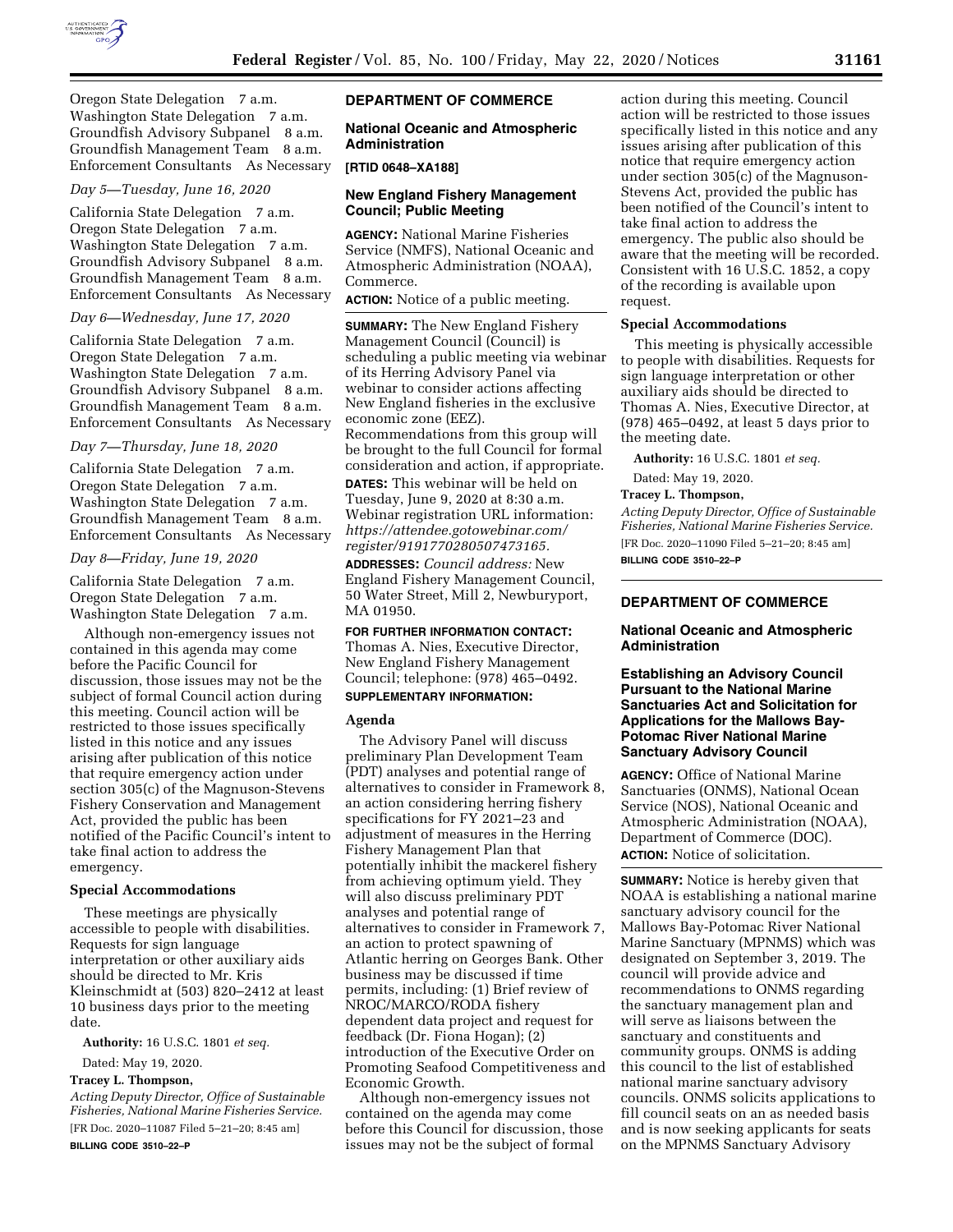Oregon State Delegation 7 a.m.
Washington State Delegation 7 a.m.
Groundfish Advisory Subpanel 8 a.m.
Groundfish Management Team 8 a.m.
Enforcement Consultants As Necessary

*Day 5—Tuesday, June 16, 2020*

California State Delegation 7 a.m.
Oregon State Delegation 7 a.m.
Washington State Delegation 7 a.m.
Groundfish Advisory Subpanel 8 a.m.
Groundfish Management Team 8 a.m.
Enforcement Consultants As Necessary

*Day 6—Wednesday, June 17, 2020*

California State Delegation 7 a.m.
Oregon State Delegation 7 a.m.
Washington State Delegation 7 a.m.
Groundfish Advisory Subpanel 8 a.m.
Groundfish Management Team 8 a.m.
Enforcement Consultants As Necessary

*Day 7—Thursday, June 18, 2020*

California State Delegation 7 a.m.
Oregon State Delegation 7 a.m.
Washington State Delegation 7 a.m.
Groundfish Management Team 8 a.m.
Enforcement Consultants As Necessary

*Day 8—Friday, June 19, 2020*

California State Delegation 7 a.m.
Oregon State Delegation 7 a.m.
Washington State Delegation 7 a.m.

Although non-emergency issues not contained in this agenda may come before the Pacific Council for discussion, those issues may not be the subject of formal Council action during this meeting. Council action will be restricted to those issues specifically listed in this notice and any issues arising after publication of this notice that require emergency action under section 305(c) of the Magnuson-Stevens Fishery Conservation and Management Act, provided the public has been notified of the Pacific Council's intent to take final action to address the emergency.

## Special Accommodations

These meetings are physically accessible to people with disabilities. Requests for sign language interpretation or other auxiliary aids should be directed to Mr. Kris Kleinschmidt at (503) 820–2412 at least 10 business days prior to the meeting date.

**Authority:** 16 U.S.C. 1801 *et seq.*

Dated: May 19, 2020.

**Tracey L. Thompson,**

*Acting Deputy Director, Office of Sustainable Fisheries, National Marine Fisheries Service.*

[FR Doc. 2020–11087 Filed 5–21–20; 8:45 am]

**BILLING CODE 3510–22–P**

# DEPARTMENT OF COMMERCE

## National Oceanic and Atmospheric Administration

**[RTID 0648–XA188]**

## New England Fishery Management Council; Public Meeting

**AGENCY:** National Marine Fisheries Service (NMFS), National Oceanic and Atmospheric Administration (NOAA), Commerce.

**ACTION:** Notice of a public meeting.

**SUMMARY:** The New England Fishery Management Council (Council) is scheduling a public meeting via webinar of its Herring Advisory Panel via webinar to consider actions affecting New England fisheries in the exclusive economic zone (EEZ). Recommendations from this group will be brought to the full Council for formal consideration and action, if appropriate.

**DATES:** This webinar will be held on Tuesday, June 9, 2020 at 8:30 a.m. Webinar registration URL information: *https://attendee.gotowebinar.com/register/9191770280507473165.*

**ADDRESSES:** *Council address:* New England Fishery Management Council, 50 Water Street, Mill 2, Newburyport, MA 01950.

**FOR FURTHER INFORMATION CONTACT:** Thomas A. Nies, Executive Director, New England Fishery Management Council; telephone: (978) 465–0492.

**SUPPLEMENTARY INFORMATION:**

## Agenda

The Advisory Panel will discuss preliminary Plan Development Team (PDT) analyses and potential range of alternatives to consider in Framework 8, an action considering herring fishery specifications for FY 2021–23 and adjustment of measures in the Herring Fishery Management Plan that potentially inhibit the mackerel fishery from achieving optimum yield. They will also discuss preliminary PDT analyses and potential range of alternatives to consider in Framework 7, an action to protect spawning of Atlantic herring on Georges Bank. Other business may be discussed if time permits, including: (1) Brief review of NROC/MARCO/RODA fishery dependent data project and request for feedback (Dr. Fiona Hogan); (2) introduction of the Executive Order on Promoting Seafood Competitiveness and Economic Growth.

Although non-emergency issues not contained on the agenda may come before this Council for discussion, those issues may not be the subject of formal action during this meeting. Council action will be restricted to those issues specifically listed in this notice and any issues arising after publication of this notice that require emergency action under section 305(c) of the Magnuson-Stevens Act, provided the public has been notified of the Council's intent to take final action to address the emergency. The public also should be aware that the meeting will be recorded. Consistent with 16 U.S.C. 1852, a copy of the recording is available upon request.

## Special Accommodations

This meeting is physically accessible to people with disabilities. Requests for sign language interpretation or other auxiliary aids should be directed to Thomas A. Nies, Executive Director, at (978) 465–0492, at least 5 days prior to the meeting date.

**Authority:** 16 U.S.C. 1801 *et seq.*

Dated: May 19, 2020.

**Tracey L. Thompson,**

*Acting Deputy Director, Office of Sustainable Fisheries, National Marine Fisheries Service.*

[FR Doc. 2020–11090 Filed 5–21–20; 8:45 am]

**BILLING CODE 3510–22–P**

# DEPARTMENT OF COMMERCE

## National Oceanic and Atmospheric Administration

## Establishing an Advisory Council Pursuant to the National Marine Sanctuaries Act and Solicitation for Applications for the Mallows Bay-Potomac River National Marine Sanctuary Advisory Council

**AGENCY:** Office of National Marine Sanctuaries (ONMS), National Ocean Service (NOS), National Oceanic and Atmospheric Administration (NOAA), Department of Commerce (DOC).

**ACTION:** Notice of solicitation.

**SUMMARY:** Notice is hereby given that NOAA is establishing a national marine sanctuary advisory council for the Mallows Bay-Potomac River National Marine Sanctuary (MPNMS) which was designated on September 3, 2019. The council will provide advice and recommendations to ONMS regarding the sanctuary management plan and will serve as liaisons between the sanctuary and constituents and community groups. ONMS is adding this council to the list of established national marine sanctuary advisory councils. ONMS solicits applications to fill council seats on an as needed basis and is now seeking applicants for seats on the MPNMS Sanctuary Advisory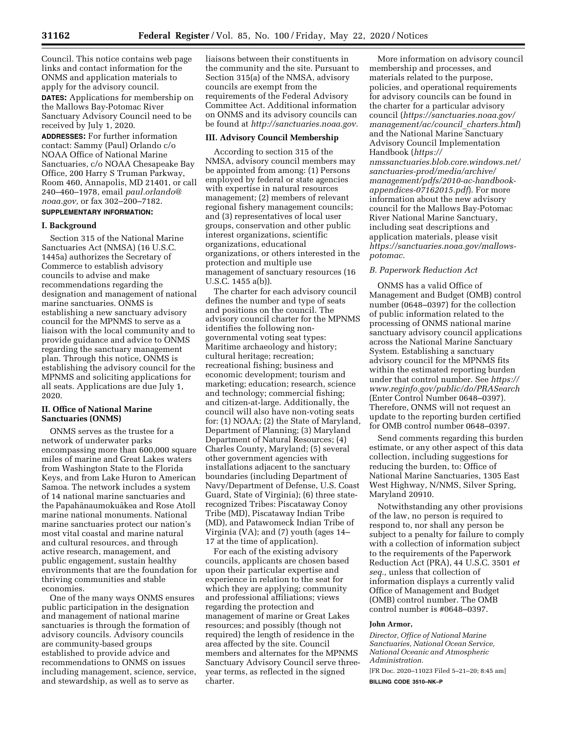Council. This notice contains web page links and contact information for the ONMS and application materials to apply for the advisory council.

**DATES:** Applications for membership on the Mallows Bay-Potomac River Sanctuary Advisory Council need to be received by July 1, 2020.

**ADDRESSES:** For further information contact: Sammy (Paul) Orlando c/o NOAA Office of National Marine Sanctuaries, c/o NOAA Chesapeake Bay Office, 200 Harry S Truman Parkway, Room 460, Annapolis, MD 21401, or call 240–460–1978, email *paul.orlando@noaa.gov,* or fax 302–200–7182.

**SUPPLEMENTARY INFORMATION:**

**I. Background**

Section 315 of the National Marine Sanctuaries Act (NMSA) (16 U.S.C. 1445a) authorizes the Secretary of Commerce to establish advisory councils to advise and make recommendations regarding the designation and management of national marine sanctuaries. ONMS is establishing a new sanctuary advisory council for the MPNMS to serve as a liaison with the local community and to provide guidance and advice to ONMS regarding the sanctuary management plan. Through this notice, ONMS is establishing the advisory council for the MPNMS and soliciting applications for all seats. Applications are due July 1, 2020.

**II. Office of National Marine Sanctuaries (ONMS)**

ONMS serves as the trustee for a network of underwater parks encompassing more than 600,000 square miles of marine and Great Lakes waters from Washington State to the Florida Keys, and from Lake Huron to American Samoa. The network includes a system of 14 national marine sanctuaries and the Papahānaumokuākea and Rose Atoll marine national monuments. National marine sanctuaries protect our nation's most vital coastal and marine natural and cultural resources, and through active research, management, and public engagement, sustain healthy environments that are the foundation for thriving communities and stable economies.

One of the many ways ONMS ensures public participation in the designation and management of national marine sanctuaries is through the formation of advisory councils. Advisory councils are community-based groups established to provide advice and recommendations to ONMS on issues including management, science, service, and stewardship, as well as to serve as liaisons between their constituents in the community and the site. Pursuant to Section 315(a) of the NMSA, advisory councils are exempt from the requirements of the Federal Advisory Committee Act. Additional information on ONMS and its advisory councils can be found at *http://sanctuaries.noaa.gov.*

**III. Advisory Council Membership**

According to section 315 of the NMSA, advisory council members may be appointed from among: (1) Persons employed by federal or state agencies with expertise in natural resources management; (2) members of relevant regional fishery management councils; and (3) representatives of local user groups, conservation and other public interest organizations, scientific organizations, educational organizations, or others interested in the protection and multiple use management of sanctuary resources (16 U.S.C. 1455 a(b)).

The charter for each advisory council defines the number and type of seats and positions on the council. The advisory council charter for the MPNMS identifies the following non-governmental voting seat types: Maritime archaeology and history; cultural heritage; recreation; recreational fishing; business and economic development; tourism and marketing; education; research, science and technology; commercial fishing; and citizen-at-large. Additionally, the council will also have non-voting seats for: (1) NOAA; (2) the State of Maryland, Department of Planning; (3) Maryland Department of Natural Resources; (4) Charles County, Maryland; (5) several other government agencies with installations adjacent to the sanctuary boundaries (including Department of Navy/Department of Defense, U.S. Coast Guard, State of Virginia); (6) three state-recognized Tribes: Piscataway Conoy Tribe (MD), Piscataway Indian Tribe (MD), and Patawomeck Indian Tribe of Virginia (VA); and (7) youth (ages 14–17 at the time of application).

For each of the existing advisory councils, applicants are chosen based upon their particular expertise and experience in relation to the seat for which they are applying; community and professional affiliations; views regarding the protection and management of marine or Great Lakes resources; and possibly (though not required) the length of residence in the area affected by the site. Council members and alternates for the MPNMS Sanctuary Advisory Council serve three-year terms, as reflected in the signed charter.

More information on advisory council membership and processes, and materials related to the purpose, policies, and operational requirements for advisory councils can be found in the charter for a particular advisory council (*https://sanctuaries.noaa.gov/management/ac/council_charters.html*) and the National Marine Sanctuary Advisory Council Implementation Handbook (*https://nmssanctuaries.blob.core.windows.net/sanctuaries-prod/media/archive/management/pdfs/2010-ac-handbook-appendices-07162015.pdf*). For more information about the new advisory council for the Mallows Bay-Potomac River National Marine Sanctuary, including seat descriptions and application materials, please visit *https://sanctuaries.noaa.gov/mallows-potomac.*

*B. Paperwork Reduction Act*

ONMS has a valid Office of Management and Budget (OMB) control number (0648–0397) for the collection of public information related to the processing of ONMS national marine sanctuary advisory council applications across the National Marine Sanctuary System. Establishing a sanctuary advisory council for the MPNMS fits within the estimated reporting burden under that control number. See *https://www.reginfo.gov/public/do/PRASearch* (Enter Control Number 0648–0397). Therefore, ONMS will not request an update to the reporting burden certified for OMB control number 0648–0397.

Send comments regarding this burden estimate, or any other aspect of this data collection, including suggestions for reducing the burden, to: Office of National Marine Sanctuaries, 1305 East West Highway, N/NMS, Silver Spring, Maryland 20910.

Notwithstanding any other provisions of the law, no person is required to respond to, nor shall any person be subject to a penalty for failure to comply with a collection of information subject to the requirements of the Paperwork Reduction Act (PRA), 44 U.S.C. 3501 *et seq.,* unless that collection of information displays a currently valid Office of Management and Budget (OMB) control number. The OMB control number is #0648–0397.

**John Armor,**

*Director, Office of National Marine Sanctuaries, National Ocean Service, National Oceanic and Atmospheric Administration.*

[FR Doc. 2020–11023 Filed 5–21–20; 8:45 am]

**BILLING CODE 3510–NK–P**